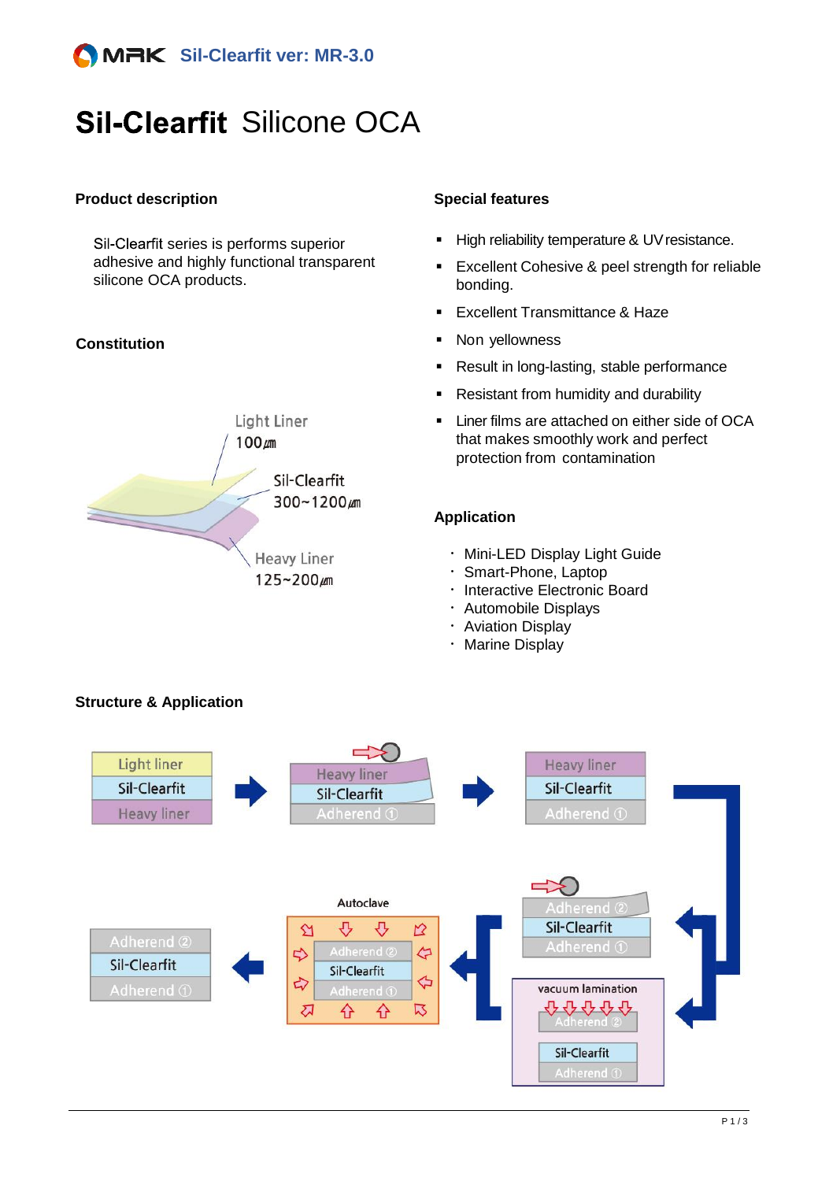# Sil-Clearfit Silicone OCA

## Product description

Sil-Clearfit series is performs superior adhesive and highly functional transparent silicone OCA products.

## Constitution

- Light Liner 100㎛
- Sil-Clearfit 300~1200㎛
- Heavy Liner 125~200㎛

## Special features

- High reliability temperature & UV resistance.
- Excellent Cohesive & peel strength for reliable bonding.
- Excellent Transmittance & Haze
- Non yellowness
- Result in long-lasting, stable performance
- Resistant from humidity and durability
- Liner films are attached on either side of OCA that makes smoothly work and perfect protection from contamination

## Application

- Mini-LED Display Light Guide
- Smart-Phone, Laptop
- Interactive Electronic Board
- Automobile Displays
- Aviation Display
- Marine Display

## Structure & Application

1. Light liner / Sil-Clearfit / Heavy liner
2. Heavy liner / Sil-Clearfit / Adherend ①
3. Heavy liner / Sil-Clearfit / Adherend ①
4. Adherend ② / Sil-Clearfit / Adherend ① — vacuum lamination: Adherend ② / Sil-Clearfit / Adherend ①
5. Autoclave: Adherend ② / Sil-Clearfit / Adherend ①
6. Adherend ② / Sil-Clearfit / Adherend ①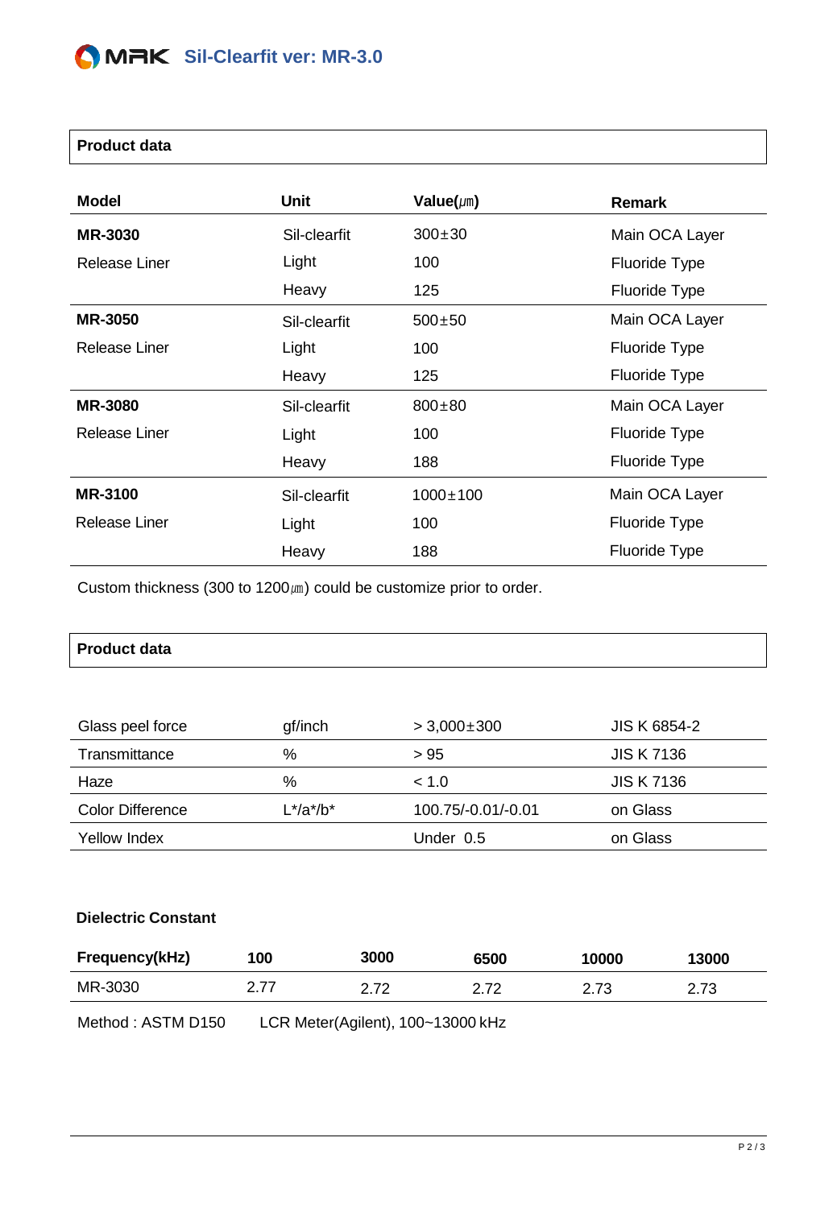MRK **Sil-Clearfit ver: MR-3.0**

## Product data

| Model | Unit | Value(㎛) | Remark |
|---|---|---|---|
| **MR-3030** | Sil-clearfit | 300±30 | Main OCA Layer |
| Release Liner | Light | 100 | Fluoride Type |
| | Heavy | 125 | Fluoride Type |
| **MR-3050** | Sil-clearfit | 500±50 | Main OCA Layer |
| Release Liner | Light | 100 | Fluoride Type |
| | Heavy | 125 | Fluoride Type |
| **MR-3080** | Sil-clearfit | 800±80 | Main OCA Layer |
| Release Liner | Light | 100 | Fluoride Type |
| | Heavy | 188 | Fluoride Type |
| **MR-3100** | Sil-clearfit | 1000±100 | Main OCA Layer |
| Release Liner | Light | 100 | Fluoride Type |
| | Heavy | 188 | Fluoride Type |

Custom thickness (300 to 1200㎛) could be customize prior to order.

## Product data

| | | | |
|---|---|---|---|
| Glass peel force | gf/inch | > 3,000±300 | JIS K 6854-2 |
| Transmittance | % | > 95 | JIS K 7136 |
| Haze | % | < 1.0 | JIS K 7136 |
| Color Difference | L*/a*/b* | 100.75/-0.01/-0.01 | on Glass |
| Yellow Index | | Under 0.5 | on Glass |

### Dielectric Constant

| Frequency(kHz) | 100 | 3000 | 6500 | 10000 | 13000 |
|---|---|---|---|---|---|
| MR-3030 | 2.77 | 2.72 | 2.72 | 2.73 | 2.73 |

Method : ASTM D150 LCR Meter(Agilent), 100~13000 kHz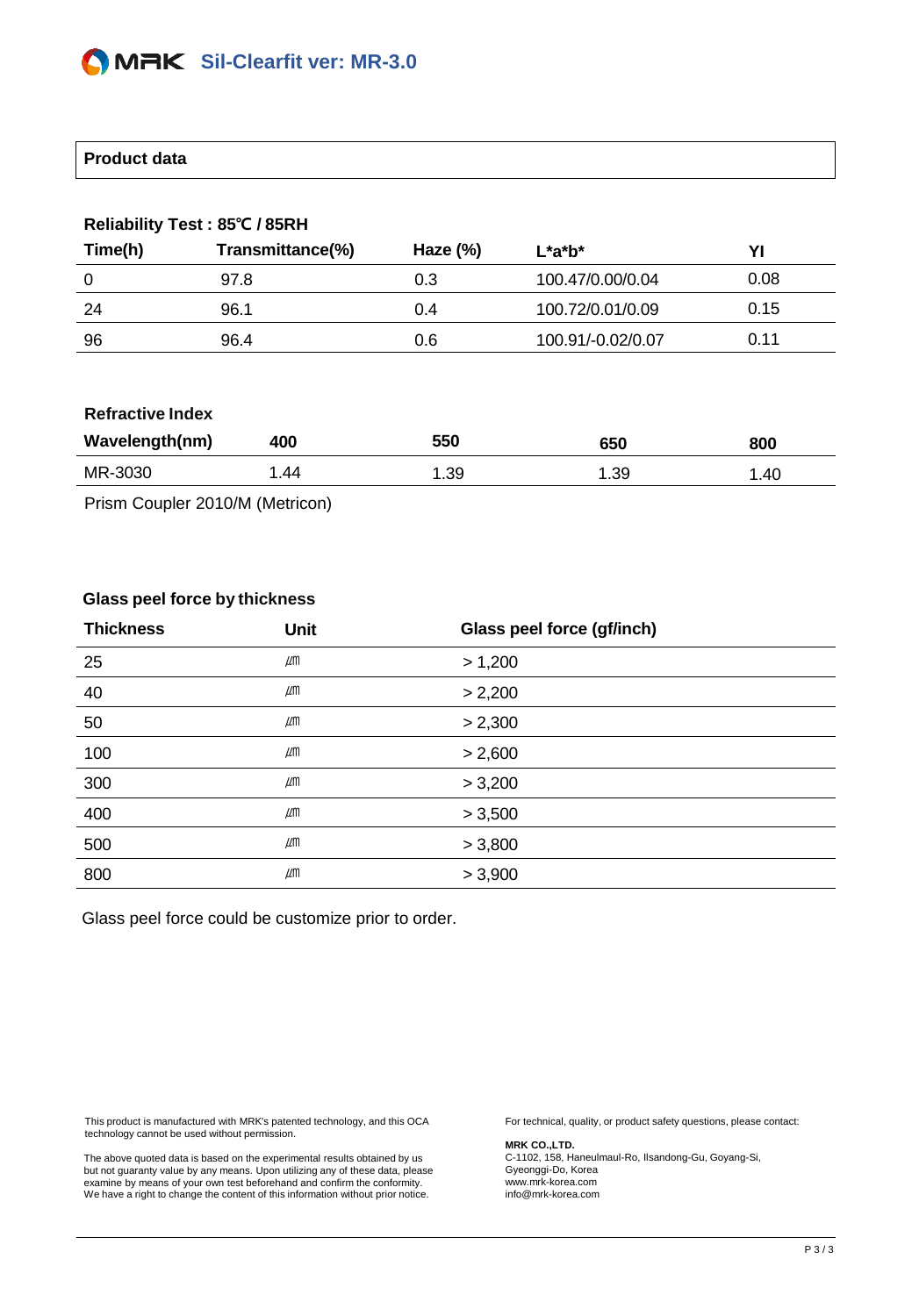# MRK Sil-Clearfit ver: MR-3.0

## Product data

### Reliability Test : 85℃ / 85RH

| Time(h) | Transmittance(%) | Haze (%) | L*a*b* | YI |
|---|---|---|---|---|
| 0 | 97.8 | 0.3 | 100.47/0.00/0.04 | 0.08 |
| 24 | 96.1 | 0.4 | 100.72/0.01/0.09 | 0.15 |
| 96 | 96.4 | 0.6 | 100.91/-0.02/0.07 | 0.11 |

### Refractive Index

| Wavelength(nm) | 400 | 550 | 650 | 800 |
|---|---|---|---|---|
| MR-3030 | 1.44 | 1.39 | 1.39 | 1.40 |

Prism Coupler 2010/M (Metricon)

### Glass peel force by thickness

| Thickness | Unit | Glass peel force (gf/inch) |
|---|---|---|
| 25 | ㎛ | > 1,200 |
| 40 | ㎛ | > 2,200 |
| 50 | ㎛ | > 2,300 |
| 100 | ㎛ | > 2,600 |
| 300 | ㎛ | > 3,200 |
| 400 | ㎛ | > 3,500 |
| 500 | ㎛ | > 3,800 |
| 800 | ㎛ | > 3,900 |

Glass peel force could be customize prior to order.

This product is manufactured with MRK's patented technology, and this OCA technology cannot be used without permission.

The above quoted data is based on the experimental results obtained by us but not guaranty value by any means. Upon utilizing any of these data, please examine by means of your own test beforehand and confirm the conformity. We have a right to change the content of this information without prior notice.

For technical, quality, or product safety questions, please contact:

**MRK CO.,LTD.**
C-1102, 158, Haneulmaul-Ro, Ilsandong-Gu, Goyang-Si, Gyeonggi-Do, Korea
www.mrk-korea.com
info@mrk-korea.com